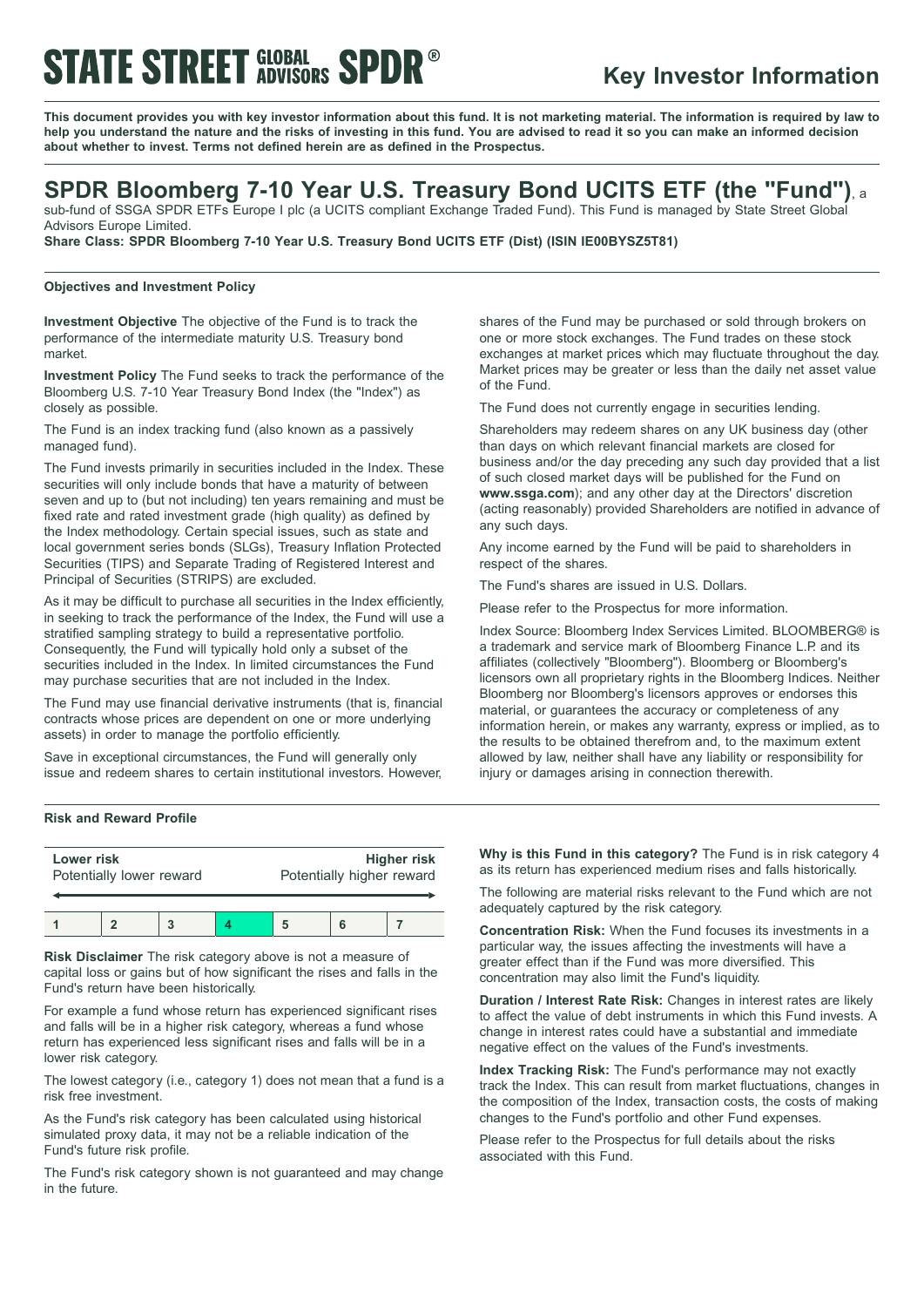# STATE STREET GLOBAL ADVISORS SPDR®

## Key Investor Information

**This document provides you with key investor information about this fund. It is not marketing material. The information is required by law to help you understand the nature and the risks of investing in this fund. You are advised to read it so you can make an informed decision about whether to invest. Terms not defined herein are as defined in the Prospectus.**

## SPDR Bloomberg 7-10 Year U.S. Treasury Bond UCITS ETF (the "Fund"), a sub-fund of SSGA SPDR ETFs Europe I plc (a UCITS compliant Exchange Traded Fund). This Fund is managed by State Street Global Advisors Europe Limited.

**Share Class: SPDR Bloomberg 7-10 Year U.S. Treasury Bond UCITS ETF (Dist) (ISIN IE00BYSZ5T81)**

### Objectives and Investment Policy

**Investment Objective** The objective of the Fund is to track the performance of the intermediate maturity U.S. Treasury bond market.

**Investment Policy** The Fund seeks to track the performance of the Bloomberg U.S. 7-10 Year Treasury Bond Index (the "Index") as closely as possible.

The Fund is an index tracking fund (also known as a passively managed fund).

The Fund invests primarily in securities included in the Index. These securities will only include bonds that have a maturity of between seven and up to (but not including) ten years remaining and must be fixed rate and rated investment grade (high quality) as defined by the Index methodology. Certain special issues, such as state and local government series bonds (SLGs), Treasury Inflation Protected Securities (TIPS) and Separate Trading of Registered Interest and Principal of Securities (STRIPS) are excluded.

As it may be difficult to purchase all securities in the Index efficiently, in seeking to track the performance of the Index, the Fund will use a stratified sampling strategy to build a representative portfolio. Consequently, the Fund will typically hold only a subset of the securities included in the Index. In limited circumstances the Fund may purchase securities that are not included in the Index.

The Fund may use financial derivative instruments (that is, financial contracts whose prices are dependent on one or more underlying assets) in order to manage the portfolio efficiently.

Save in exceptional circumstances, the Fund will generally only issue and redeem shares to certain institutional investors. However, shares of the Fund may be purchased or sold through brokers on one or more stock exchanges. The Fund trades on these stock exchanges at market prices which may fluctuate throughout the day. Market prices may be greater or less than the daily net asset value of the Fund.

The Fund does not currently engage in securities lending.

Shareholders may redeem shares on any UK business day (other than days on which relevant financial markets are closed for business and/or the day preceding any such day provided that a list of such closed market days will be published for the Fund on **www.ssga.com**); and any other day at the Directors' discretion (acting reasonably) provided Shareholders are notified in advance of any such days.

Any income earned by the Fund will be paid to shareholders in respect of the shares.

The Fund's shares are issued in U.S. Dollars.

Please refer to the Prospectus for more information.

Index Source: Bloomberg Index Services Limited. BLOOMBERG® is a trademark and service mark of Bloomberg Finance L.P. and its affiliates (collectively "Bloomberg"). Bloomberg or Bloomberg's licensors own all proprietary rights in the Bloomberg Indices. Neither Bloomberg nor Bloomberg's licensors approves or endorses this material, or guarantees the accuracy or completeness of any information herein, or makes any warranty, express or implied, as to the results to be obtained therefrom and, to the maximum extent allowed by law, neither shall have any liability or responsibility for injury or damages arising in connection therewith.

### Risk and Reward Profile

| **Lower risk** Potentially lower reward | | | | | | **Higher risk** Potentially higher reward |
|---|---|---|---|---|---|---|
| 1 | 2 | 3 | **4** | 5 | 6 | 7 |

**Risk Disclaimer** The risk category above is not a measure of capital loss or gains but of how significant the rises and falls in the Fund's return have been historically.

For example a fund whose return has experienced significant rises and falls will be in a higher risk category, whereas a fund whose return has experienced less significant rises and falls will be in a lower risk category.

The lowest category (i.e., category 1) does not mean that a fund is a risk free investment.

As the Fund's risk category has been calculated using historical simulated proxy data, it may not be a reliable indication of the Fund's future risk profile.

The Fund's risk category shown is not guaranteed and may change in the future.

**Why is this Fund in this category?** The Fund is in risk category 4 as its return has experienced medium rises and falls historically.

The following are material risks relevant to the Fund which are not adequately captured by the risk category.

**Concentration Risk:** When the Fund focuses its investments in a particular way, the issues affecting the investments will have a greater effect than if the Fund was more diversified. This concentration may also limit the Fund's liquidity.

**Duration / Interest Rate Risk:** Changes in interest rates are likely to affect the value of debt instruments in which this Fund invests. A change in interest rates could have a substantial and immediate negative effect on the values of the Fund's investments.

**Index Tracking Risk:** The Fund's performance may not exactly track the Index. This can result from market fluctuations, changes in the composition of the Index, transaction costs, the costs of making changes to the Fund's portfolio and other Fund expenses.

Please refer to the Prospectus for full details about the risks associated with this Fund.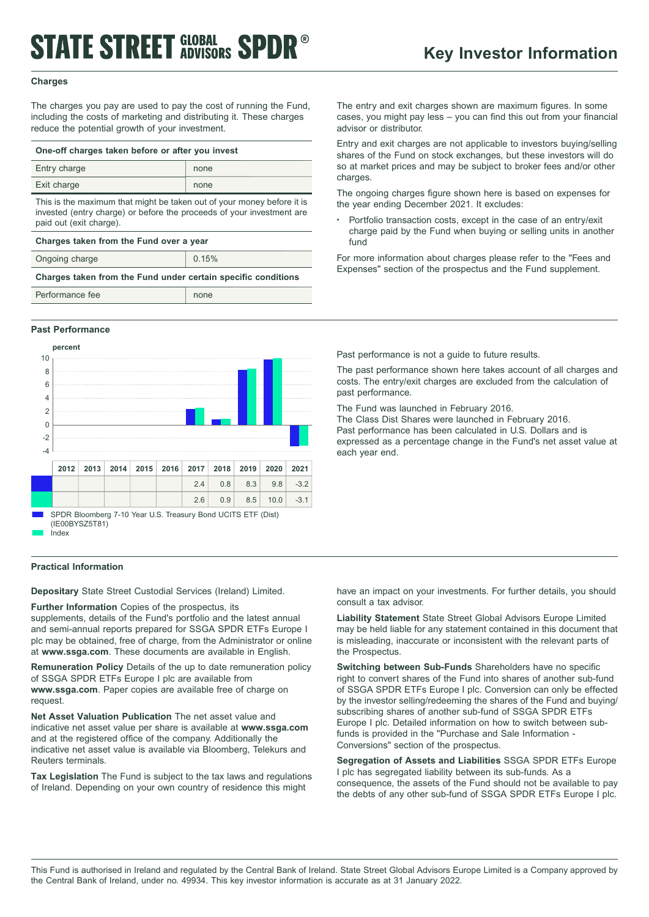## Charges

The charges you pay are used to pay the cost of running the Fund, including the costs of marketing and distributing it. These charges reduce the potential growth of your investment.

| One-off charges taken before or after you invest | |
|---|---|
| Entry charge | none |
| Exit charge | none |

This is the maximum that might be taken out of your money before it is invested (entry charge) or before the proceeds of your investment are paid out (exit charge).

| Charges taken from the Fund over a year | |
|---|---|
| Ongoing charge | 0.15% |

| Charges taken from the Fund under certain specific conditions | |
|---|---|
| Performance fee | none |

The entry and exit charges shown are maximum figures. In some cases, you might pay less – you can find this out from your financial advisor or distributor.

Entry and exit charges are not applicable to investors buying/selling shares of the Fund on stock exchanges, but these investors will do so at market prices and may be subject to broker fees and/or other charges.

The ongoing charges figure shown here is based on expenses for the year ending December 2021. It excludes:

- Portfolio transaction costs, except in the case of an entry/exit charge paid by the Fund when buying or selling units in another fund

For more information about charges please refer to the "Fees and Expenses" section of the prospectus and the Fund supplement.

## Past Performance

percent

10
8
6
4
2
0
-2
-4

| | 2012 | 2013 | 2014 | 2015 | 2016 | 2017 | 2018 | 2019 | 2020 | 2021 |
|---|---|---|---|---|---|---|---|---|---|---|
| SPDR Bloomberg 7-10 Year U.S. Treasury Bond UCITS ETF (Dist) (IE00BYSZ5T81) | | | | | | 2.4 | 0.8 | 8.3 | 9.8 | -3.2 |
| Index | | | | | | 2.6 | 0.9 | 8.5 | 10.0 | -3.1 |

Past performance is not a guide to future results.

The past performance shown here takes account of all charges and costs. The entry/exit charges are excluded from the calculation of past performance.

The Fund was launched in February 2016.
The Class Dist Shares were launched in February 2016.
Past performance has been calculated in U.S. Dollars and is expressed as a percentage change in the Fund's net asset value at each year end.

## Practical Information

**Depositary** State Street Custodial Services (Ireland) Limited.

**Further Information** Copies of the prospectus, its supplements, details of the Fund's portfolio and the latest annual and semi-annual reports prepared for SSGA SPDR ETFs Europe I plc may be obtained, free of charge, from the Administrator or online at **www.ssga.com**. These documents are available in English.

**Remuneration Policy** Details of the up to date remuneration policy of SSGA SPDR ETFs Europe I plc are available from **www.ssga.com**. Paper copies are available free of charge on request.

**Net Asset Valuation Publication** The net asset value and indicative net asset value per share is available at **www.ssga.com** and at the registered office of the company. Additionally the indicative net asset value is available via Bloomberg, Telekurs and Reuters terminals.

**Tax Legislation** The Fund is subject to the tax laws and regulations of Ireland. Depending on your own country of residence this might have an impact on your investments. For further details, you should consult a tax advisor.

**Liability Statement** State Street Global Advisors Europe Limited may be held liable for any statement contained in this document that is misleading, inaccurate or inconsistent with the relevant parts of the Prospectus.

**Switching between Sub-Funds** Shareholders have no specific right to convert shares of the Fund into shares of another sub-fund of SSGA SPDR ETFs Europe I plc. Conversion can only be effected by the investor selling/redeeming the shares of the Fund and buying/subscribing shares of another sub-fund of SSGA SPDR ETFs Europe I plc. Detailed information on how to switch between sub-funds is provided in the "Purchase and Sale Information - Conversions" section of the prospectus.

**Segregation of Assets and Liabilities** SSGA SPDR ETFs Europe I plc has segregated liability between its sub-funds. As a consequence, the assets of the Fund should not be available to pay the debts of any other sub-fund of SSGA SPDR ETFs Europe I plc.

This Fund is authorised in Ireland and regulated by the Central Bank of Ireland. State Street Global Advisors Europe Limited is a Company approved by the Central Bank of Ireland, under no. 49934. This key investor information is accurate as at 31 January 2022.